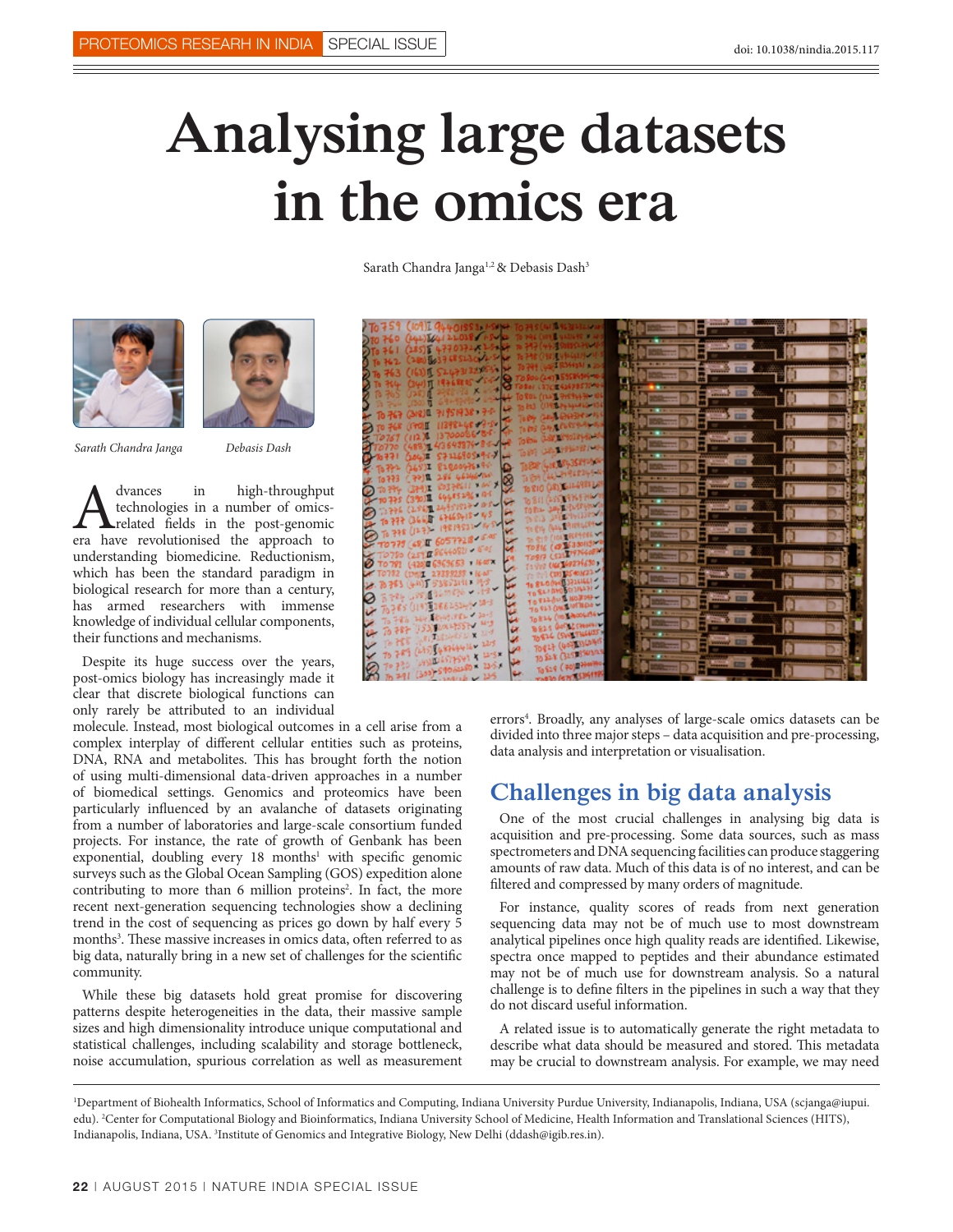# Analysing large datasets in the omics era

Sarath Chandra Janga[1,2] & Debasis Dash[3]

*Sarath Chandra Janga* *Debasis Dash*

Advances in high-throughput technologies in a number of omics-related fields in the post-genomic era have revolutionised the approach to understanding biomedicine. Reductionism, which has been the standard paradigm in biological research for more than a century, has armed researchers with immense knowledge of individual cellular components, their functions and mechanisms.

Despite its huge success over the years, post-omics biology has increasingly made it clear that discrete biological functions can only rarely be attributed to an individual molecule. Instead, most biological outcomes in a cell arise from a complex interplay of different cellular entities such as proteins, DNA, RNA and metabolites. This has brought forth the notion of using multi-dimensional data-driven approaches in a number of biomedical settings. Genomics and proteomics have been particularly influenced by an avalanche of datasets originating from a number of laboratories and large-scale consortium funded projects. For instance, the rate of growth of Genbank has been exponential, doubling every 18 months[1] with specific genomic surveys such as the Global Ocean Sampling (GOS) expedition alone contributing to more than 6 million proteins[2]. In fact, the more recent next-generation sequencing technologies show a declining trend in the cost of sequencing as prices go down by half every 5 months[3]. These massive increases in omics data, often referred to as big data, naturally bring in a new set of challenges for the scientific community.

While these big datasets hold great promise for discovering patterns despite heterogeneities in the data, their massive sample sizes and high dimensionality introduce unique computational and statistical challenges, including scalability and storage bottleneck, noise accumulation, spurious correlation as well as measurement errors[4]. Broadly, any analyses of large-scale omics datasets can be divided into three major steps – data acquisition and pre-processing, data analysis and interpretation or visualisation.

## Challenges in big data analysis

One of the most crucial challenges in analysing big data is acquisition and pre-processing. Some data sources, such as mass spectrometers and DNA sequencing facilities can produce staggering amounts of raw data. Much of this data is of no interest, and can be filtered and compressed by many orders of magnitude.

For instance, quality scores of reads from next generation sequencing data may not be of much use to most downstream analytical pipelines once high quality reads are identified. Likewise, spectra once mapped to peptides and their abundance estimated may not be of much use for downstream analysis. So a natural challenge is to define filters in the pipelines in such a way that they do not discard useful information.

A related issue is to automatically generate the right metadata to describe what data should be measured and stored. This metadata may be crucial to downstream analysis. For example, we may need

---

[1]Department of Biohealth Informatics, School of Informatics and Computing, Indiana University Purdue University, Indianapolis, Indiana, USA (scjanga@iupui.edu). [2]Center for Computational Biology and Bioinformatics, Indiana University School of Medicine, Health Information and Translational Sciences (HITS), Indianapolis, Indiana, USA. [3]Institute of Genomics and Integrative Biology, New Delhi (ddash@igib.res.in).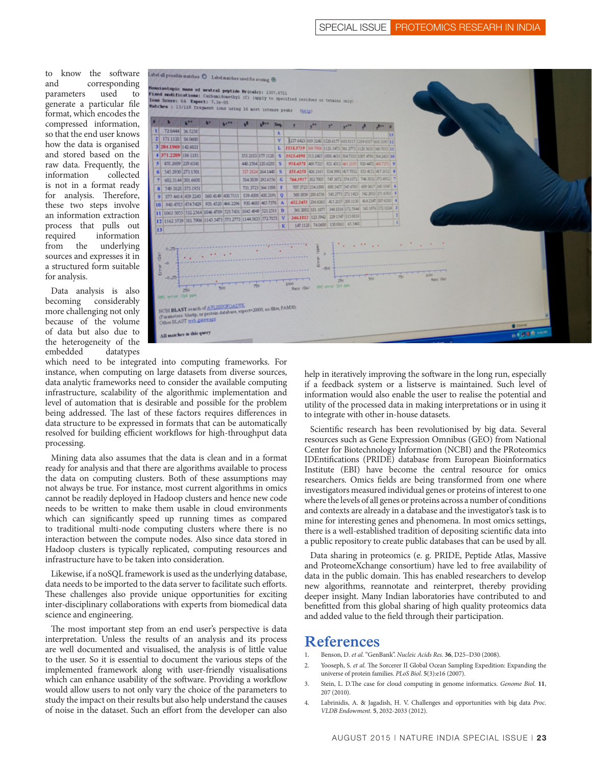to know the software and corresponding parameters used to generate a particular file format, which encodes the compressed information, so that the end user knows how the data is organised and stored based on the raw data. Frequently, the information collected is not in a format ready for analysis. Therefore, these two steps involve an information extraction process that pulls out required information from the underlying sources and expresses it in a structured form suitable for analysis.

Data analysis is also becoming considerably more challenging not only because of the volume of data but also due to the heterogeneity of the embedded datatypes which need to be integrated into computing frameworks. For instance, when computing on large datasets from diverse sources, data analytic frameworks need to consider the available computing infrastructure, scalability of the algorithmic implementation and level of automation that is desirable and possible for the problem being addressed. The last of these factors requires differences in data structure to be expressed in formats that can be automatically resolved for building efficient workflows for high-throughput data processing.

Mining data also assumes that the data is clean and in a format ready for analysis and that there are algorithms available to process the data on computing clusters. Both of these assumptions may not always be true. For instance, most current algorithms in omics cannot be readily deployed in Hadoop clusters and hence new code needs to be written to make them usable in cloud environments which can significantly speed up running times as compared to traditional multi-node computing clusters where there is no interaction between the compute nodes. Also since data stored in Hadoop clusters is typically replicated, computing resources and infrastructure have to be taken into consideration.

Likewise, if a noSQL framework is used as the underlying database, data needs to be imported to the data server to facilitate such efforts. These challenges also provide unique opportunities for exciting inter-disciplinary collaborations with experts from biomedical data science and engineering.

The most important step from an end user's perspective is data interpretation. Unless the results of an analysis and its process are well documented and visualised, the analysis is of little value to the user. So it is essential to document the various steps of the implemented framework along with user-friendly visualisations which can enhance usability of the software. Providing a workflow would allow users to not only vary the choice of the parameters to study the impact on their results but also help understand the causes of noise in the dataset. Such an effort from the developer can also help in iteratively improving the software in the long run, especially if a feedback system or a listserve is maintained. Such level of information would also enable the user to realise the potential and utility of the processed data in making interpretations or in using it to integrate with other in-house datasets.

Scientific research has been revolutionised by big data. Several resources such as Gene Expression Omnibus (GEO) from National Center for Biotechnology Information (NCBI) and the PRoteomics IDEntifications (PRIDE) database from European Bioinformatics Institute (EBI) have become the central resource for omics researchers. Omics fields are being transformed from one where investigators measured individual genes or proteins of interest to one where the levels of all genes or proteins across a number of conditions and contexts are already in a database and the investigator's task is to mine for interesting genes and phenomena. In most omics settings, there is a well-established tradition of depositing scientific data into a public repository to create public databases that can be used by all.

Data sharing in proteomics (e. g. PRIDE, Peptide Atlas, Massive and ProteomeXchange consortium) have led to free availability of data in the public domain. This has enabled researchers to develop new algorithms, reannotate and reinterpret, thereby providing deeper insight. Many Indian laboratories have contributed to and benefitted from this global sharing of high quality proteomics data and added value to the field through their participation.

## References

1. Benson, D. *et al.* "GenBank". *Nucleic Acids Res.* **36**, D25–D30 (2008).
2. Yooseph, S. *et al.* The Sorcerer II Global Ocean Sampling Expedition: Expanding the universe of protein families. *PLoS Biol.* **5**(3):e16 (2007).
3. Stein, L. D.The case for cloud computing in genome informatics. *Genome Biol.* **11**, 207 (2010).
4. Labrinidis, A. & Jagadish, H. V. Challenges and opportunities with big data *Proc. VLDB Endowment.* **5**, 2032-2033 (2012).